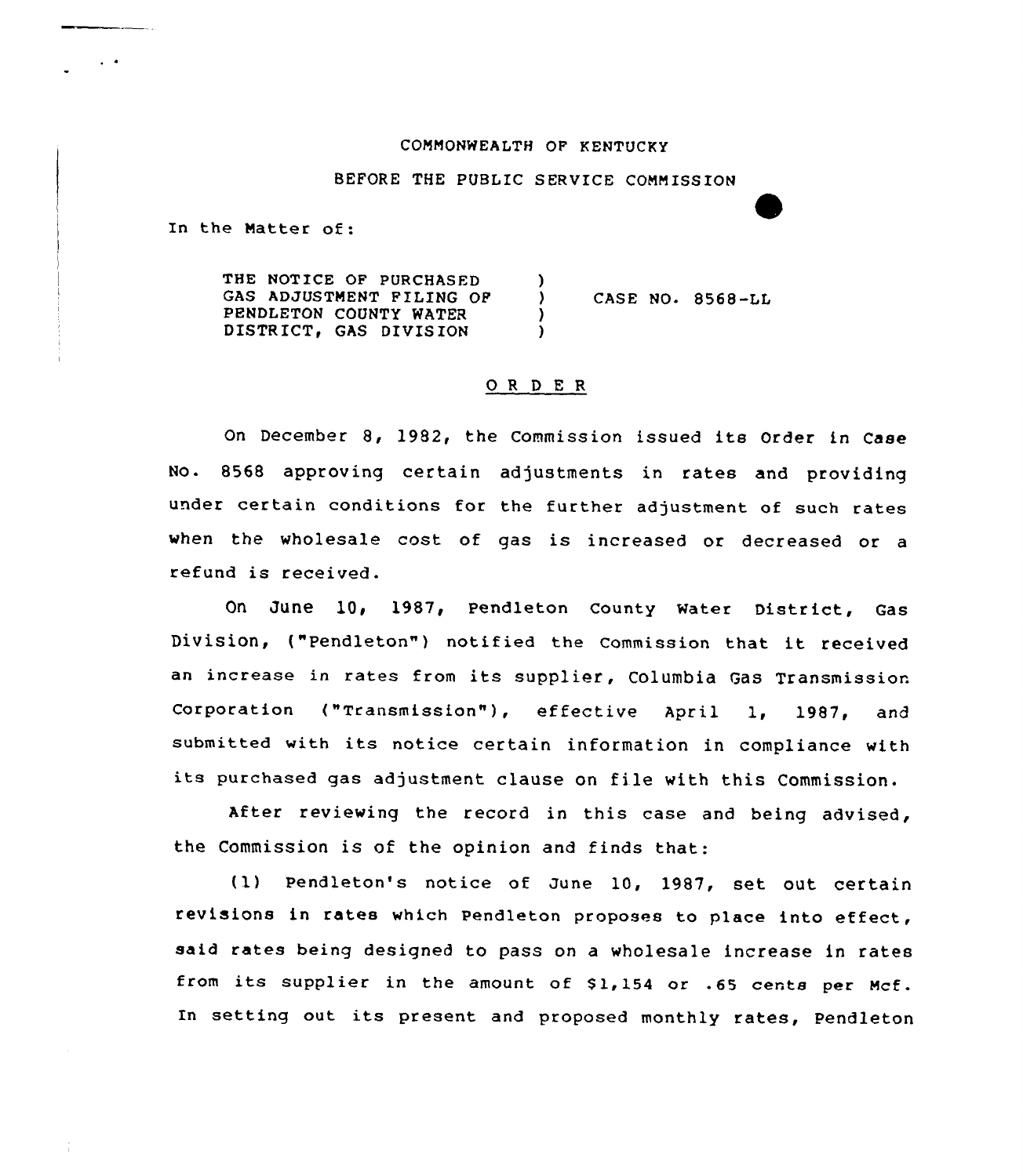COMMONWEALTH OF KENTUCKY

BEFORE THE PUBLIC SERVICE COMMISSION

In the Matter of:

| | | |
|---|---|---|
| THE NOTICE OF PURCHASED GAS ADJUSTMENT FILING OF PENDLETON COUNTY WATER DISTRICT, GAS DIVISION | ) | CASE NO. 8568-LL |

## O R D E R

On December 8, 1982, the Commission issued its Order in Case No. 8568 approving certain adjustments in rates and providing under certain conditions for the further adjustment of such rates when the wholesale cost of gas is increased or decreased or a refund is received.

On June 10, 1987, Pendleton County Water District, Gas Division, ("Pendleton") notified the Commission that it received an increase in rates from its supplier, Columbia Gas Transmission Corporation ("Transmission"), effective April 1, 1987, and submitted with its notice certain information in compliance with its purchased gas adjustment clause on file with this Commission.

After reviewing the record in this case and being advised, the Commission is of the opinion and finds that:

(1) Pendleton's notice of June 10, 1987, set out certain revisions in rates which Pendleton proposes to place into effect, said rates being designed to pass on a wholesale increase in rates from its supplier in the amount of $1,154 or .65 cents per Mcf. In setting out its present and proposed monthly rates, Pendleton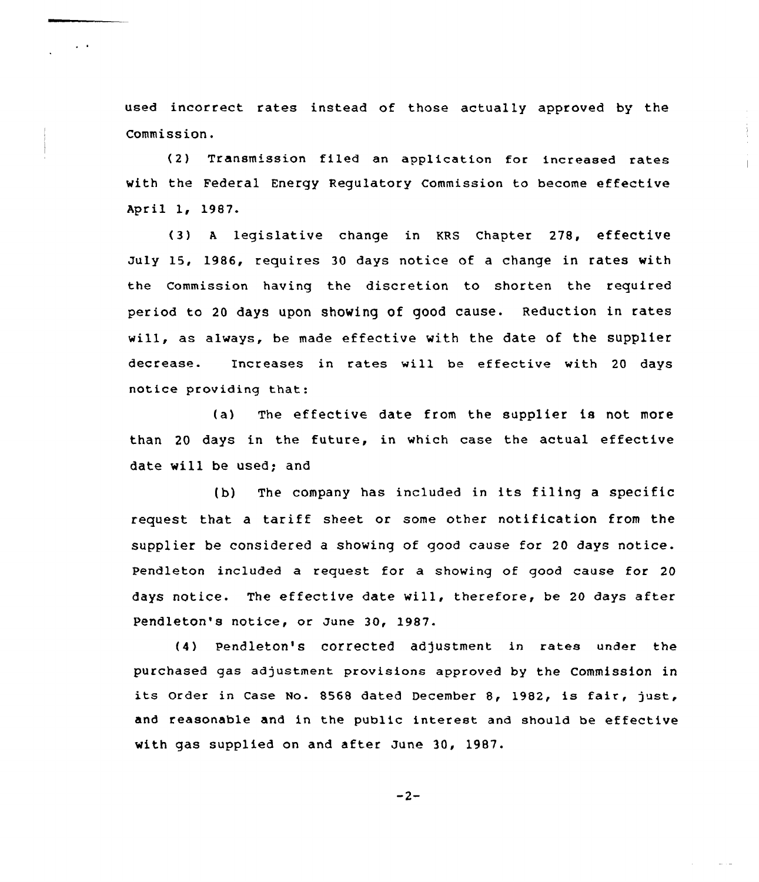used incorrect rates instead of those actually approved by the Commission.

(2) Transmission filed an application for increased rates with the Federal Energy Regulatory Commission to become effective April 1, 1987.

(3) A legislative change in KRS Chapter 278, effective July 15, 1986, requires 30 days notice of a change in rates with the Commission having the discretion to shorten the required period to 20 days upon showing of good cause. Reduction in rates will, as always, be made effective with the date of the supplier decrease. Increases in rates will be effective with 20 days notice providing that:

(a) The effective date from the supplier is not more than 20 days in the future, in which case the actual effective date will be used; and

(b) The company has included in its filing a specific request that a tariff sheet or some other notification from the supplier be considered a showing of good cause for 20 days notice. Pendleton included a request for a showing of good cause for 20 days notice. The effective date will, therefore, be 20 days after Pendleton's notice, or June 30, 1987.

(4) Pendleton's corrected adjustment in rates under the purchased gas adjustment provisions approved by the Commission in its Order in Case No. 8568 dated December 8, 1982, is fair, just, and reasonable and in the public interest and should be effective with gas supplied on and after June 30, 1987.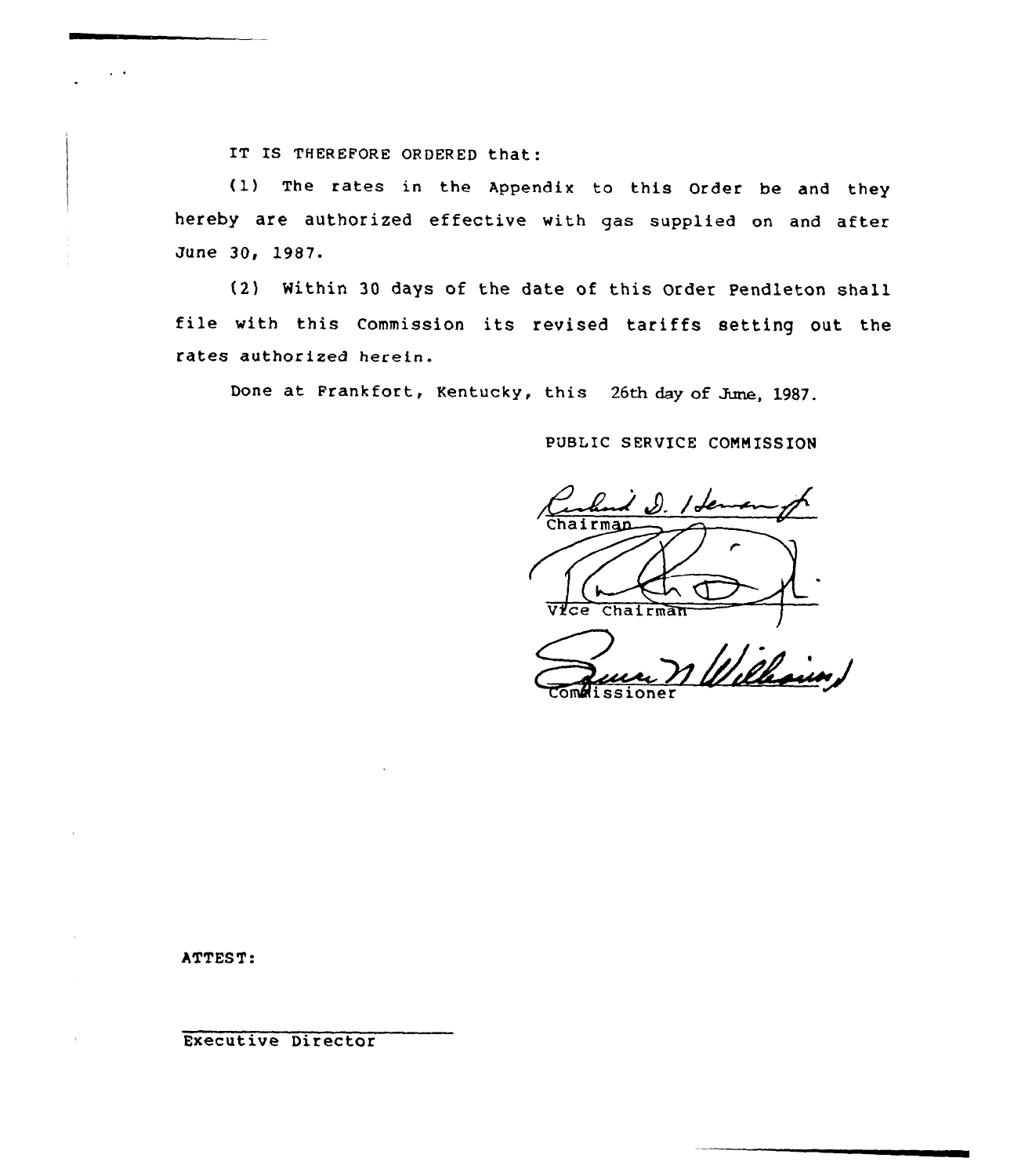IT IS THEREFORE ORDERED that:

(1) The rates in the Appendix to this Order be and they hereby are authorized effective with gas supplied on and after June 30, 1987.

(2) Within 30 days of the date of this Order Pendleton shall file with this Commission its revised tariffs setting out the rates authorized herein.

Done at Frankfort, Kentucky, this 26th day of June, 1987.

PUBLIC SERVICE COMMISSION

Chairman

Vice Chairman

Commissioner

ATTEST:

Executive Director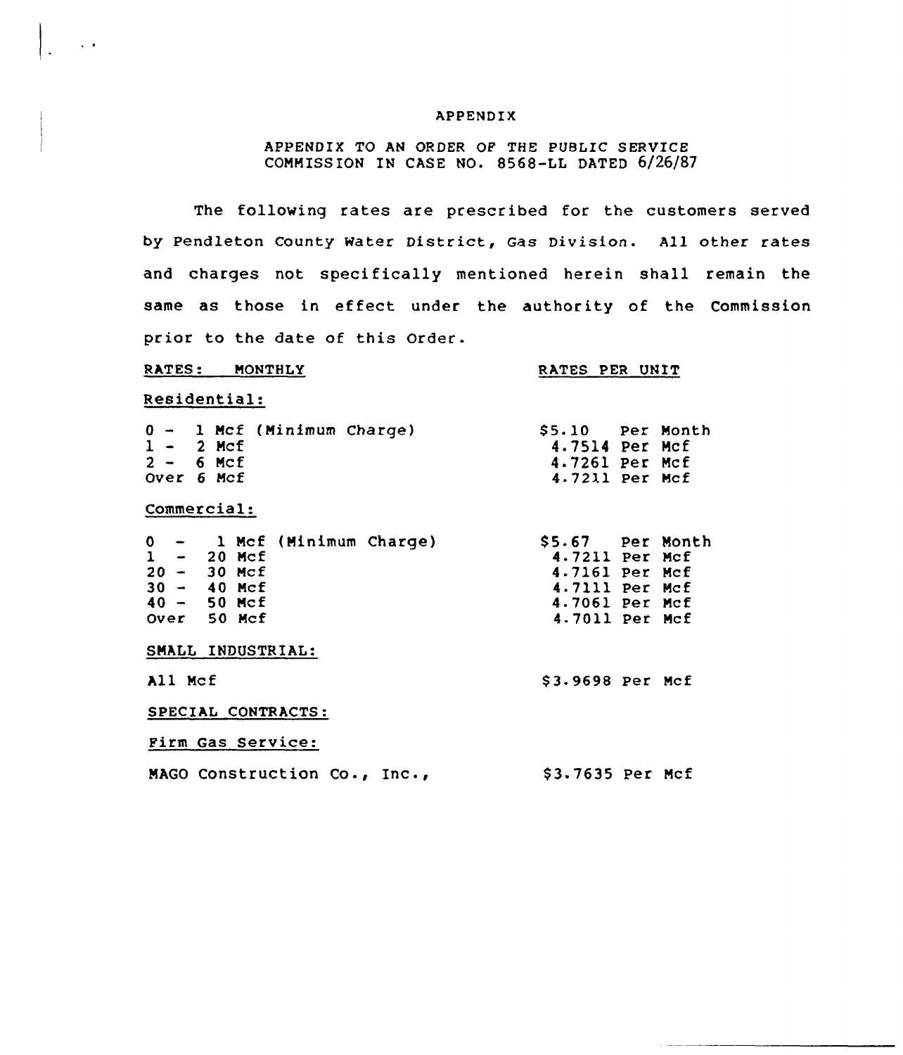# APPENDIX

APPENDIX TO AN ORDER OF THE PUBLIC SERVICE COMMISSION IN CASE NO. 8568-LL DATED 6/26/87

The following rates are prescribed for the customers served by Pendleton County Water District, Gas Division. All other rates and charges not specifically mentioned herein shall remain the same as those in effect under the authority of the Commission prior to the date of this Order.

| RATES: MONTHLY | RATES PER UNIT |
|---|---|
| **Residential:** | |
| 0 - 1 Mcf (Minimum Charge) | $5.10 Per Month |
| 1 - 2 Mcf | 4.7514 Per Mcf |
| 2 - 6 Mcf | 4.7261 Per Mcf |
| Over 6 Mcf | 4.7211 Per Mcf |
| **Commercial:** | |
| 0 - 1 Mcf (Minimum Charge) | $5.67 Per Month |
| 1 - 20 Mcf | 4.7211 Per Mcf |
| 20 - 30 Mcf | 4.7161 Per Mcf |
| 30 - 40 Mcf | 4.7111 Per Mcf |
| 40 - 50 Mcf | 4.7061 Per Mcf |
| Over 50 Mcf | 4.7011 Per Mcf |
| **SMALL INDUSTRIAL:** | |
| All Mcf | $3.9698 Per Mcf |
| **SPECIAL CONTRACTS:** | |
| **Firm Gas Service:** | |
| MAGO Construction Co., Inc., | $3.7635 Per Mcf |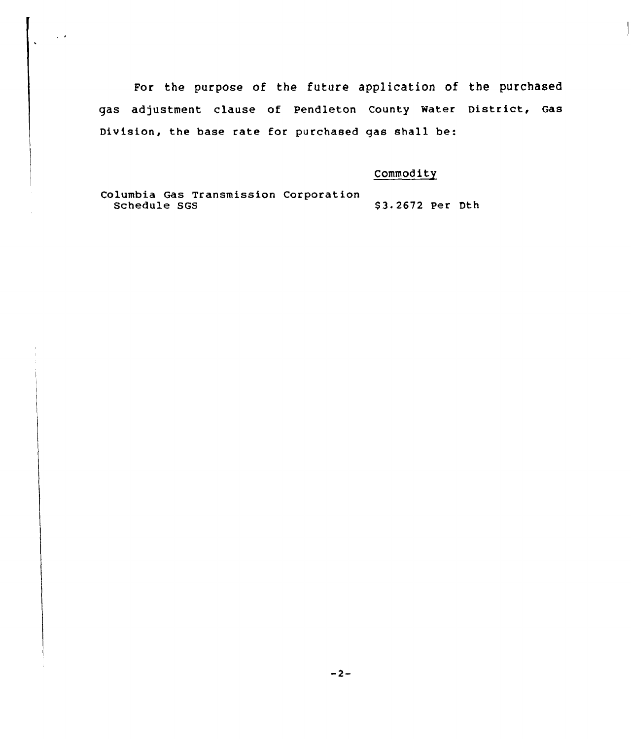For the purpose of the future application of the purchased gas adjustment clause of Pendleton County Water District, Gas Division, the base rate for purchased gas shall be:

| | Commodity |
|---|---|
| Columbia Gas Transmission Corporation Schedule SGS | $3.2672 Per Dth |